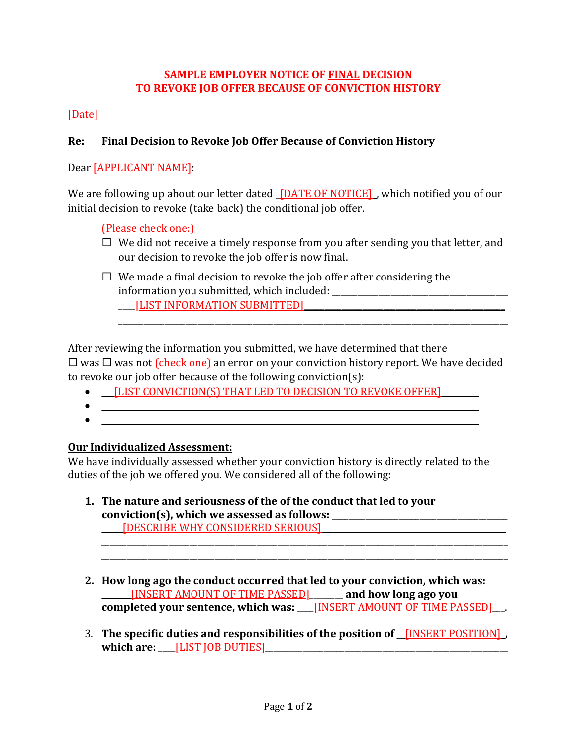# SAMPLE EMPLOYER NOTICE OF FINAL DECISION TO REVOKE JOB OFFER BECAUSE OF CONVICTION HISTORY

[Date]

**Re: Final Decision to Revoke Job Offer Because of Conviction History**

Dear [APPLICANT NAME]:

We are following up about our letter dated _[DATE OF NOTICE]_, which notified you of our initial decision to revoke (take back) the conditional job offer.

(Please check one:)

- ☐ We did not receive a timely response from you after sending you that letter, and our decision to revoke the job offer is now final.
- ☐ We made a final decision to revoke the job offer after considering the information you submitted, which included: ____________________________________ ____[LIST INFORMATION SUBMITTED]____________________________________________ ______________________________________________________________________________

After reviewing the information you submitted, we have determined that there ☐ was ☐ was not (check one) an error on your conviction history report. We have decided to revoke our job offer because of the following conviction(s):

- ___[LIST CONVICTION(S) THAT LED TO DECISION TO REVOKE OFFER]________
- ______________________________________________________________________________
- ______________________________________________________________________________

**Our Individualized Assessment:**

We have individually assessed whether your conviction history is directly related to the duties of the job we offered you. We considered all of the following:

1. **The nature and seriousness of the of the conduct that led to your conviction(s), which we assessed as follows:** ____________________________________ ____[DESCRIBE WHY CONSIDERED SERIOUS]______________________________________ ______________________________________________________________________________ ______________________________________________________________________________

2. **How long ago the conduct occurred that led to your conviction, which was:** ______[INSERT AMOUNT OF TIME PASSED]_______ **and how long ago you completed your sentence, which was:** ___[INSERT AMOUNT OF TIME PASSED]___.

3. **The specific duties and responsibilities of the position of** __[INSERT POSITION]_, **which are:** ___[LIST JOB DUTIES]______________________________________________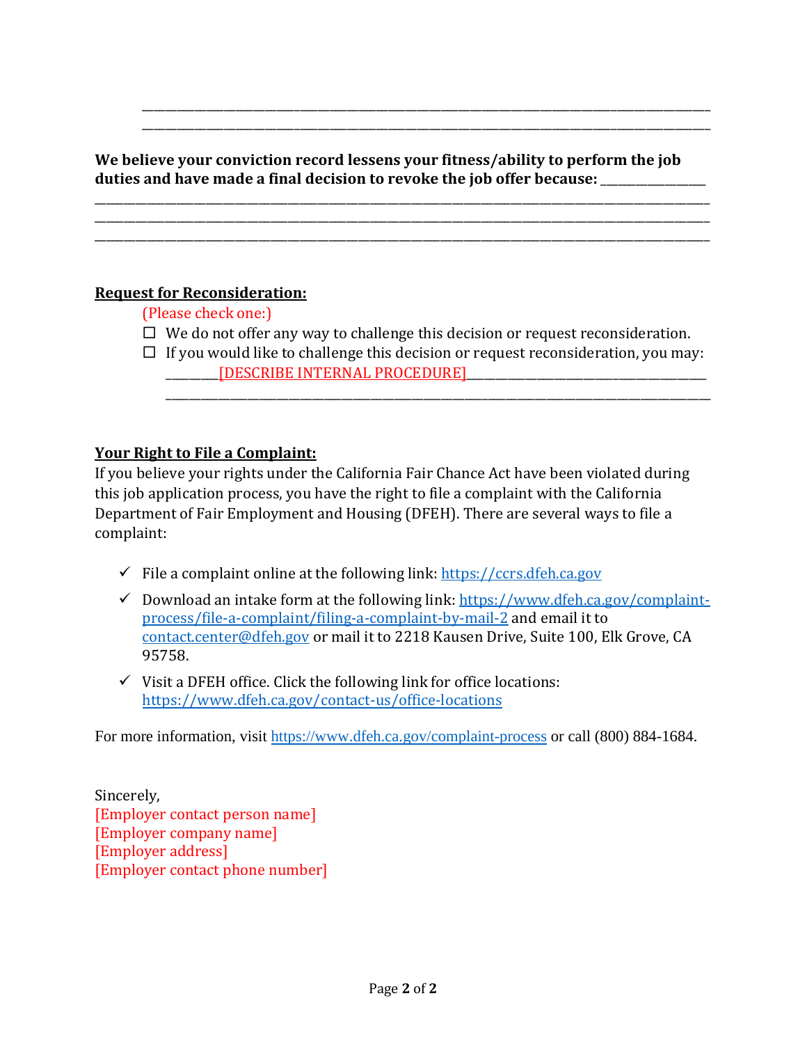\_\_\_\_\_\_\_\_\_\_\_\_\_\_\_\_\_\_\_\_\_\_\_\_\_\_\_\_\_\_\_\_\_\_\_\_\_\_\_\_\_\_\_\_\_\_\_\_\_\_\_\_\_\_\_\_\_\_\_\_\_\_\_\_\_\_\_\_\_\_\_\_\_\_\_\_\_\_\_\_

\_\_\_\_\_\_\_\_\_\_\_\_\_\_\_\_\_\_\_\_\_\_\_\_\_\_\_\_\_\_\_\_\_\_\_\_\_\_\_\_\_\_\_\_\_\_\_\_\_\_\_\_\_\_\_\_\_\_\_\_\_\_\_\_\_\_\_\_\_\_\_\_\_\_\_\_\_\_\_\_

**We believe your conviction record lessens your fitness/ability to perform the job duties and have made a final decision to revoke the job offer because:** \_\_\_\_\_\_\_\_\_\_\_\_\_\_\_\_

\_\_\_\_\_\_\_\_\_\_\_\_\_\_\_\_\_\_\_\_\_\_\_\_\_\_\_\_\_\_\_\_\_\_\_\_\_\_\_\_\_\_\_\_\_\_\_\_\_\_\_\_\_\_\_\_\_\_\_\_\_\_\_\_\_\_\_\_\_\_\_\_\_\_\_\_\_\_\_\_\_\_\_\_\_\_

\_\_\_\_\_\_\_\_\_\_\_\_\_\_\_\_\_\_\_\_\_\_\_\_\_\_\_\_\_\_\_\_\_\_\_\_\_\_\_\_\_\_\_\_\_\_\_\_\_\_\_\_\_\_\_\_\_\_\_\_\_\_\_\_\_\_\_\_\_\_\_\_\_\_\_\_\_\_\_\_\_\_\_\_\_\_

\_\_\_\_\_\_\_\_\_\_\_\_\_\_\_\_\_\_\_\_\_\_\_\_\_\_\_\_\_\_\_\_\_\_\_\_\_\_\_\_\_\_\_\_\_\_\_\_\_\_\_\_\_\_\_\_\_\_\_\_\_\_\_\_\_\_\_\_\_\_\_\_\_\_\_\_\_\_\_\_\_\_\_\_\_\_

**Request for Reconsideration:**

(Please check one:)

- ☐ We do not offer any way to challenge this decision or request reconsideration.
- ☐ If you would like to challenge this decision or request reconsideration, you may: \_\_\_\_\_\_\_\_[DESCRIBE INTERNAL PROCEDURE]\_\_\_\_\_\_\_\_\_\_\_\_\_\_\_\_\_\_\_\_\_\_\_\_\_\_\_\_\_\_\_\_\_\_\_\_\_\_\_\_
  \_\_\_\_\_\_\_\_\_\_\_\_\_\_\_\_\_\_\_\_\_\_\_\_\_\_\_\_\_\_\_\_\_\_\_\_\_\_\_\_\_\_\_\_\_\_\_\_\_\_\_\_\_\_\_\_\_\_\_\_\_\_\_\_\_\_\_\_\_\_\_\_\_\_\_\_\_\_\_\_

**Your Right to File a Complaint:**

If you believe your rights under the California Fair Chance Act have been violated during this job application process, you have the right to file a complaint with the California Department of Fair Employment and Housing (DFEH). There are several ways to file a complaint:

- ✓ File a complaint online at the following link: https://ccrs.dfeh.ca.gov
- ✓ Download an intake form at the following link: https://www.dfeh.ca.gov/complaint-process/file-a-complaint/filing-a-complaint-by-mail-2 and email it to contact.center@dfeh.gov or mail it to 2218 Kausen Drive, Suite 100, Elk Grove, CA 95758.
- ✓ Visit a DFEH office. Click the following link for office locations: https://www.dfeh.ca.gov/contact-us/office-locations

For more information, visit https://www.dfeh.ca.gov/complaint-process or call (800) 884-1684.

Sincerely,
[Employer contact person name]
[Employer company name]
[Employer address]
[Employer contact phone number]